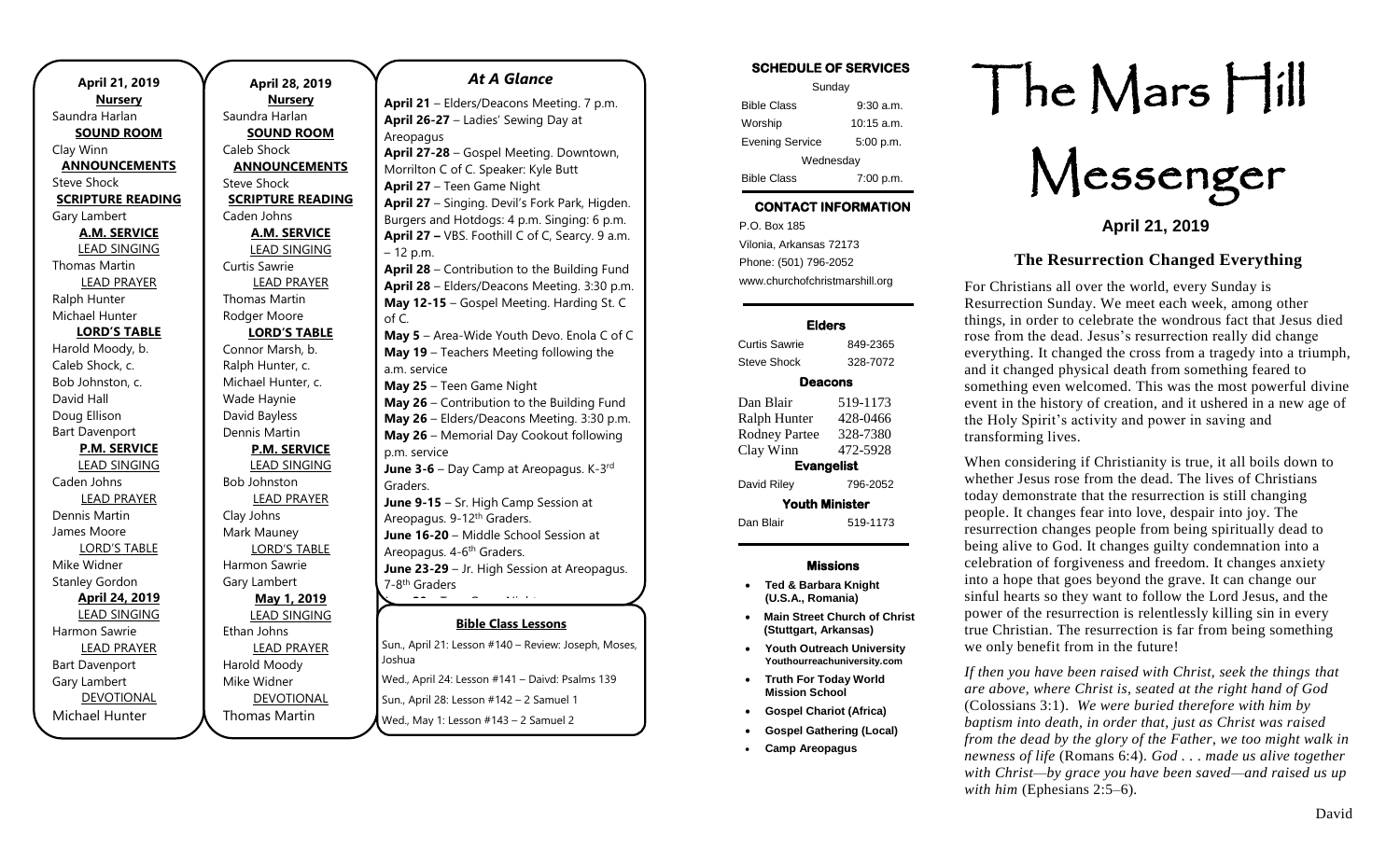**April 21, 2019**

**Nursery**
Saundra Harlan

**SOUND ROOM**
Clay Winn

**ANNOUNCEMENTS**
Steve Shock

**SCRIPTURE READING**
Gary Lambert

**A.M. SERVICE**

LEAD SINGING
Thomas Martin

LEAD PRAYER
Ralph Hunter
Michael Hunter

**LORD'S TABLE**
Harold Moody, b.
Caleb Shock, c.
Bob Johnston, c.
David Hall
Doug Ellison
Bart Davenport

**P.M. SERVICE**

LEAD SINGING
Caden Johns

LEAD PRAYER
Dennis Martin
James Moore

LORD'S TABLE
Mike Widner
Stanley Gordon

**April 24, 2019**

LEAD SINGING
Harmon Sawrie

LEAD PRAYER
Bart Davenport
Gary Lambert

DEVOTIONAL
Michael Hunter

**April 28, 2019**

**Nursery**
Saundra Harlan

**SOUND ROOM**
Caleb Shock

**ANNOUNCEMENTS**
Steve Shock

**SCRIPTURE READING**
Caden Johns

**A.M. SERVICE**

LEAD SINGING
Curtis Sawrie

LEAD PRAYER
Thomas Martin
Rodger Moore

**LORD'S TABLE**
Connor Marsh, b.
Ralph Hunter, c.
Michael Hunter, c.
Wade Haynie
David Bayless
Dennis Martin

**P.M. SERVICE**

LEAD SINGING
Bob Johnston

LEAD PRAYER
Clay Johns
Mark Mauney

LORD'S TABLE
Harmon Sawrie
Gary Lambert

**May 1, 2019**

LEAD SINGING
Ethan Johns

LEAD PRAYER
Harold Moody
Mike Widner

DEVOTIONAL
Thomas Martin

## *At A Glance*

**April 21** – Elders/Deacons Meeting. 7 p.m.
**April 26-27** – Ladies' Sewing Day at Areopagus
**April 27-28** – Gospel Meeting. Downtown, Morrilton C of C. Speaker: Kyle Butt
**April 27** – Teen Game Night
**April 27** – Singing. Devil's Fork Park, Higden. Burgers and Hotdogs: 4 p.m. Singing: 6 p.m.
**April 27 –** VBS. Foothill C of C, Searcy. 9 a.m. – 12 p.m.
**April 28** – Contribution to the Building Fund
**April 28** – Elders/Deacons Meeting. 3:30 p.m.
**May 12-15** – Gospel Meeting. Harding St. C of C.
**May 5** – Area-Wide Youth Devo. Enola C of C
**May 19** – Teachers Meeting following the a.m. service
**May 25** – Teen Game Night
**May 26** – Contribution to the Building Fund
**May 26** – Elders/Deacons Meeting. 3:30 p.m.
**May 26** – Memorial Day Cookout following p.m. service
**June 3-6** – Day Camp at Areopagus. K-3rd Graders.
**June 9-15** – Sr. High Camp Session at Areopagus. 9-12th Graders.
**June 16-20** – Middle School Session at Areopagus. 4-6th Graders.
**June 23-29** – Jr. High Session at Areopagus. 7-8th Graders

**Bible Class Lessons**

Sun., April 21: Lesson #140 – Review: Joseph, Moses, Joshua
Wed., April 24: Lesson #141 – Daivd: Psalms 139
Sun., April 28: Lesson #142 – 2 Samuel 1
Wed., May 1: Lesson #143 – 2 Samuel 2

**SCHEDULE OF SERVICES**

| | |
|---|---|
| Sunday | |
| Bible Class | 9:30 a.m. |
| Worship | 10:15 a.m. |
| Evening Service | 5:00 p.m. |
| Wednesday | |
| Bible Class | 7:00 p.m. |

**CONTACT INFORMATION**

P.O. Box 185
Vilonia, Arkansas 72173
Phone: (501) 796-2052
www.churchofchristmarshill.org

**Elders**

| | |
|---|---|
| Curtis Sawrie | 849-2365 |
| Steve Shock | 328-7072 |

**Deacons**

| | |
|---|---|
| Dan Blair | 519-1173 |
| Ralph Hunter | 428-0466 |
| Rodney Partee | 328-7380 |
| Clay Winn | 472-5928 |

**Evangelist**

| | |
|---|---|
| David Riley | 796-2052 |

**Youth Minister**

| | |
|---|---|
| Dan Blair | 519-1173 |

**Missions**

- **Ted & Barbara Knight (U.S.A., Romania)**
- **Main Street Church of Christ (Stuttgart, Arkansas)**
- **Youth Outreach University Youthourreachuniversity.com**
- **Truth For Today World Mission School**
- **Gospel Chariot (Africa)**
- **Gospel Gathering (Local)**
- **Camp Areopagus**

# The Mars Hill Messenger

**April 21, 2019**

## The Resurrection Changed Everything

For Christians all over the world, every Sunday is Resurrection Sunday. We meet each week, among other things, in order to celebrate the wondrous fact that Jesus died rose from the dead. Jesus's resurrection really did change everything. It changed the cross from a tragedy into a triumph, and it changed physical death from something feared to something even welcomed. This was the most powerful divine event in the history of creation, and it ushered in a new age of the Holy Spirit's activity and power in saving and transforming lives.

When considering if Christianity is true, it all boils down to whether Jesus rose from the dead. The lives of Christians today demonstrate that the resurrection is still changing people. It changes fear into love, despair into joy. The resurrection changes people from being spiritually dead to being alive to God. It changes guilty condemnation into a celebration of forgiveness and freedom. It changes anxiety into a hope that goes beyond the grave. It can change our sinful hearts so they want to follow the Lord Jesus, and the power of the resurrection is relentlessly killing sin in every true Christian. The resurrection is far from being something we only benefit from in the future!

*If then you have been raised with Christ, seek the things that are above, where Christ is, seated at the right hand of God* (Colossians 3:1). *We were buried therefore with him by baptism into death, in order that, just as Christ was raised from the dead by the glory of the Father, we too might walk in newness of life* (Romans 6:4). *God . . . made us alive together with Christ—by grace you have been saved—and raised us up with him* (Ephesians 2:5–6).

David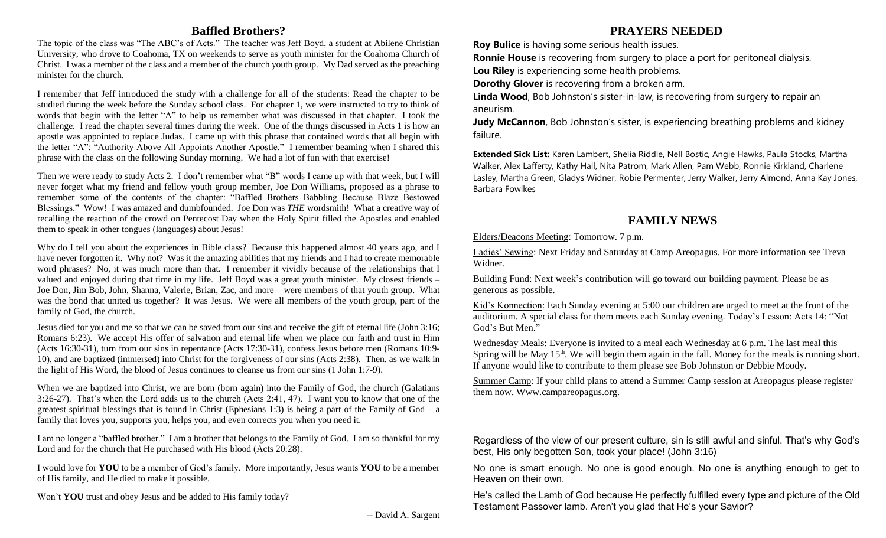## Baffled Brothers?

The topic of the class was "The ABC's of Acts." The teacher was Jeff Boyd, a student at Abilene Christian University, who drove to Coahoma, TX on weekends to serve as youth minister for the Coahoma Church of Christ. I was a member of the class and a member of the church youth group. My Dad served as the preaching minister for the church.

I remember that Jeff introduced the study with a challenge for all of the students: Read the chapter to be studied during the week before the Sunday school class. For chapter 1, we were instructed to try to think of words that begin with the letter "A" to help us remember what was discussed in that chapter. I took the challenge. I read the chapter several times during the week. One of the things discussed in Acts 1 is how an apostle was appointed to replace Judas. I came up with this phrase that contained words that all begin with the letter "A": "Authority Above All Appoints Another Apostle." I remember beaming when I shared this phrase with the class on the following Sunday morning. We had a lot of fun with that exercise!

Then we were ready to study Acts 2. I don't remember what "B" words I came up with that week, but I will never forget what my friend and fellow youth group member, Joe Don Williams, proposed as a phrase to remember some of the contents of the chapter: "Baffled Brothers Babbling Because Blaze Bestowed Blessings." Wow! I was amazed and dumbfounded. Joe Don was *THE* wordsmith! What a creative way of recalling the reaction of the crowd on Pentecost Day when the Holy Spirit filled the Apostles and enabled them to speak in other tongues (languages) about Jesus!

Why do I tell you about the experiences in Bible class? Because this happened almost 40 years ago, and I have never forgotten it. Why not? Was it the amazing abilities that my friends and I had to create memorable word phrases? No, it was much more than that. I remember it vividly because of the relationships that I valued and enjoyed during that time in my life. Jeff Boyd was a great youth minister. My closest friends – Joe Don, Jim Bob, John, Shanna, Valerie, Brian, Zac, and more – were members of that youth group. What was the bond that united us together? It was Jesus. We were all members of the youth group, part of the family of God, the church.

Jesus died for you and me so that we can be saved from our sins and receive the gift of eternal life (John 3:16; Romans 6:23). We accept His offer of salvation and eternal life when we place our faith and trust in Him (Acts 16:30-31), turn from our sins in repentance (Acts 17:30-31), confess Jesus before men (Romans 10:9-10), and are baptized (immersed) into Christ for the forgiveness of our sins (Acts 2:38). Then, as we walk in the light of His Word, the blood of Jesus continues to cleanse us from our sins (1 John 1:7-9).

When we are baptized into Christ, we are born (born again) into the Family of God, the church (Galatians 3:26-27). That's when the Lord adds us to the church (Acts 2:41, 47). I want you to know that one of the greatest spiritual blessings that is found in Christ (Ephesians 1:3) is being a part of the Family of God – a family that loves you, supports you, helps you, and even corrects you when you need it.

I am no longer a "baffled brother." I am a brother that belongs to the Family of God. I am so thankful for my Lord and for the church that He purchased with His blood (Acts 20:28).

I would love for **YOU** to be a member of God's family. More importantly, Jesus wants **YOU** to be a member of His family, and He died to make it possible.

Won't **YOU** trust and obey Jesus and be added to His family today?

-- David A. Sargent

## PRAYERS NEEDED

**Roy Bulice** is having some serious health issues.

**Ronnie House** is recovering from surgery to place a port for peritoneal dialysis.

**Lou Riley** is experiencing some health problems.

**Dorothy Glover** is recovering from a broken arm.

**Linda Wood**, Bob Johnston's sister-in-law, is recovering from surgery to repair an aneurism.

**Judy McCannon**, Bob Johnston's sister, is experiencing breathing problems and kidney failure.

**Extended Sick List:** Karen Lambert, Shelia Riddle, Nell Bostic, Angie Hawks, Paula Stocks, Martha Walker, Alex Lafferty, Kathy Hall, Nita Patrom, Mark Allen, Pam Webb, Ronnie Kirkland, Charlene Lasley, Martha Green, Gladys Widner, Robie Permenter, Jerry Walker, Jerry Almond, Anna Kay Jones, Barbara Fowlkes

## FAMILY NEWS

Elders/Deacons Meeting: Tomorrow. 7 p.m.

Ladies' Sewing: Next Friday and Saturday at Camp Areopagus. For more information see Treva Widner.

Building Fund: Next week's contribution will go toward our building payment. Please be as generous as possible.

Kid's Konnection: Each Sunday evening at 5:00 our children are urged to meet at the front of the auditorium. A special class for them meets each Sunday evening. Today's Lesson: Acts 14: "Not God's But Men."

Wednesday Meals: Everyone is invited to a meal each Wednesday at 6 p.m. The last meal this Spring will be May 15th. We will begin them again in the fall. Money for the meals is running short. If anyone would like to contribute to them please see Bob Johnston or Debbie Moody.

Summer Camp: If your child plans to attend a Summer Camp session at Areopagus please register them now. Www.campareopagus.org.

Regardless of the view of our present culture, sin is still awful and sinful. That's why God's best, His only begotten Son, took your place! (John 3:16)

No one is smart enough. No one is good enough. No one is anything enough to get to Heaven on their own.

He's called the Lamb of God because He perfectly fulfilled every type and picture of the Old Testament Passover lamb. Aren't you glad that He's your Savior?